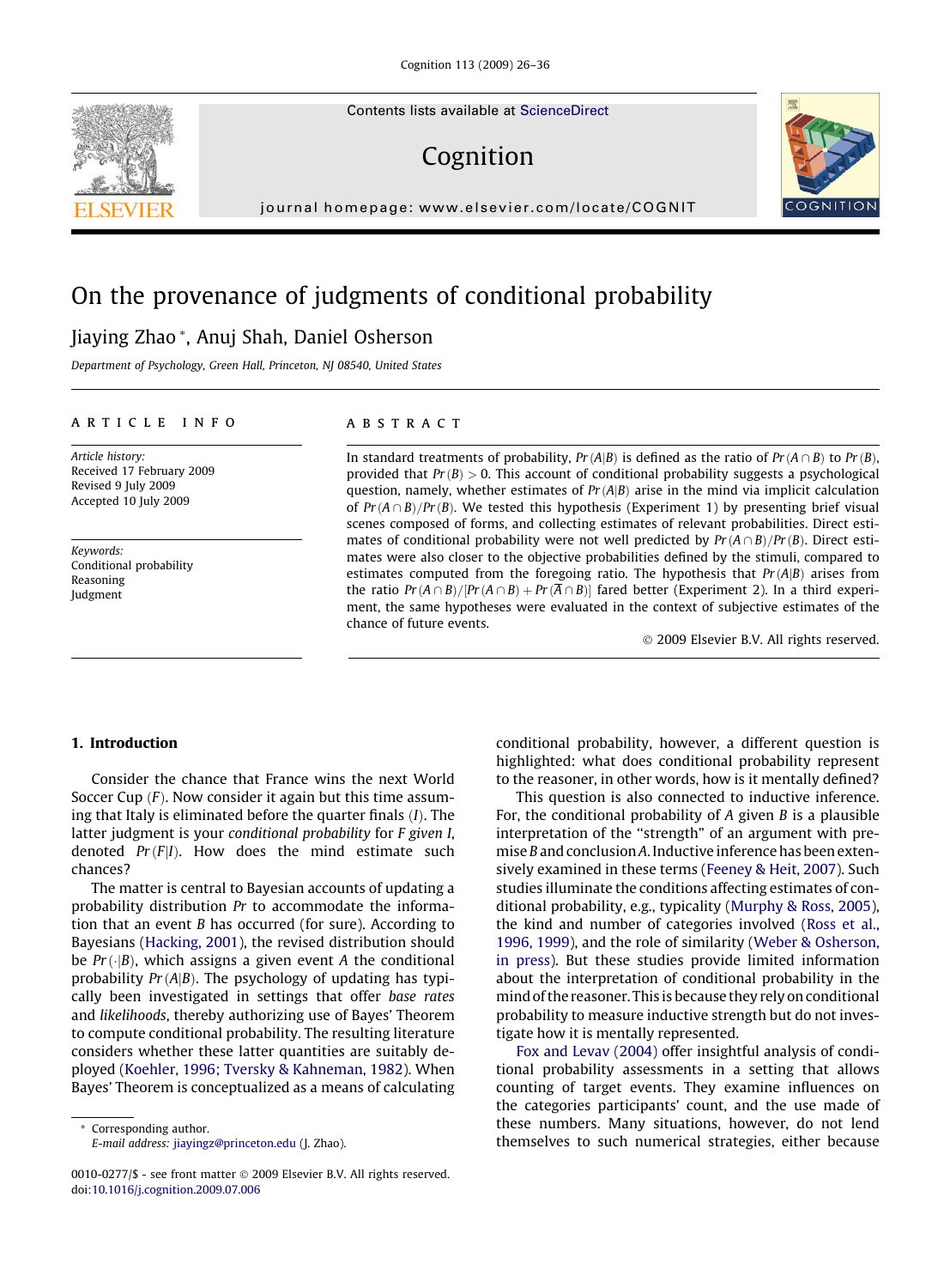# On the provenance of judgments of conditional probability

Jiaying Zhao *, Anuj Shah, Daniel Osherson

*Department of Psychology, Green Hall, Princeton, NJ 08540, United States*

## ARTICLE INFO

*Article history:*
Received 17 February 2009
Revised 9 July 2009
Accepted 10 July 2009

*Keywords:*
Conditional probability
Reasoning
Judgment

## ABSTRACT

In standard treatments of probability, $Pr(A|B)$ is defined as the ratio of $Pr(A \cap B)$ to $Pr(B)$, provided that $Pr(B) > 0$. This account of conditional probability suggests a psychological question, namely, whether estimates of $Pr(A|B)$ arise in the mind via implicit calculation of $Pr(A \cap B)/Pr(B)$. We tested this hypothesis (Experiment 1) by presenting brief visual scenes composed of forms, and collecting estimates of relevant probabilities. Direct estimates of conditional probability were not well predicted by $Pr(A \cap B)/Pr(B)$. Direct estimates were also closer to the objective probabilities defined by the stimuli, compared to estimates computed from the foregoing ratio. The hypothesis that $Pr(A|B)$ arises from the ratio $Pr(A \cap B)/[Pr(A \cap B) + Pr(\overline{A} \cap B)]$ fared better (Experiment 2). In a third experiment, the same hypotheses were evaluated in the context of subjective estimates of the chance of future events.

© 2009 Elsevier B.V. All rights reserved.

## 1. Introduction

Consider the chance that France wins the next World Soccer Cup ($F$). Now consider it again but this time assuming that Italy is eliminated before the quarter finals ($I$). The latter judgment is your *conditional probability* for $F$ *given* $I$, denoted $Pr(F|I)$. How does the mind estimate such chances?

The matter is central to Bayesian accounts of updating a probability distribution $Pr$ to accommodate the information that an event $B$ has occurred (for sure). According to Bayesians (Hacking, 2001), the revised distribution should be $Pr(\cdot|B)$, which assigns a given event $A$ the conditional probability $Pr(A|B)$. The psychology of updating has typically been investigated in settings that offer *base rates* and *likelihoods*, thereby authorizing use of Bayes' Theorem to compute conditional probability. The resulting literature considers whether these latter quantities are suitably deployed (Koehler, 1996; Tversky & Kahneman, 1982). When Bayes' Theorem is conceptualized as a means of calculating conditional probability, however, a different question is highlighted: what does conditional probability represent to the reasoner, in other words, how is it mentally defined?

This question is also connected to inductive inference. For, the conditional probability of $A$ given $B$ is a plausible interpretation of the "strength" of an argument with premise $B$ and conclusion $A$. Inductive inference has been extensively examined in these terms (Feeney & Heit, 2007). Such studies illuminate the conditions affecting estimates of conditional probability, e.g., typicality (Murphy & Ross, 2005), the kind and number of categories involved (Ross et al., 1996, 1999), and the role of similarity (Weber & Osherson, in press). But these studies provide limited information about the interpretation of conditional probability in the mind of the reasoner. This is because they rely on conditional probability to measure inductive strength but do not investigate how it is mentally represented.

Fox and Levav (2004) offer insightful analysis of conditional probability assessments in a setting that allows counting of target events. They examine influences on the categories participants' count, and the use made of these numbers. Many situations, however, do not lend themselves to such numerical strategies, either because

---

* Corresponding author.
E-mail address: jiayingz@princeton.edu (J. Zhao).

0010-0277/$ - see front matter © 2009 Elsevier B.V. All rights reserved.
doi:10.1016/j.cognition.2009.07.006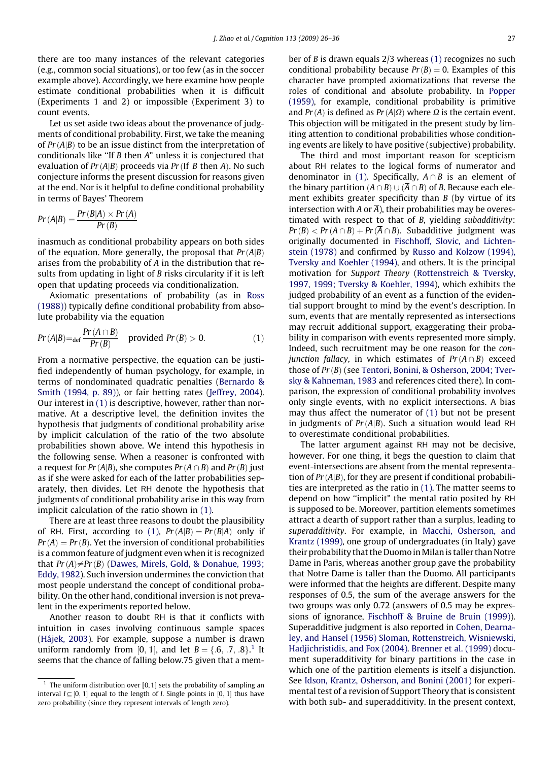there are too many instances of the relevant categories (e.g., common social situations), or too few (as in the soccer example above). Accordingly, we here examine how people estimate conditional probabilities when it is difficult (Experiments 1 and 2) or impossible (Experiment 3) to count events.

Let us set aside two ideas about the provenance of judgments of conditional probability. First, we take the meaning of $Pr(A|B)$ to be an issue distinct from the interpretation of conditionals like "If $B$ then $A$" unless it is conjectured that evaluation of $Pr(A|B)$ proceeds via $Pr$(If $B$ then $A$). No such conjecture informs the present discussion for reasons given at the end. Nor is it helpful to define conditional probability in terms of Bayes' Theorem

$$Pr(A|B) = \frac{Pr(B|A) \times Pr(A)}{Pr(B)}$$

inasmuch as conditional probability appears on both sides of the equation. More generally, the proposal that $Pr(A|B)$ arises from the probability of $A$ in the distribution that results from updating in light of $B$ risks circularity if it is left open that updating proceeds via conditionalization.

Axiomatic presentations of probability (as in Ross (1988)) typically define conditional probability from absolute probability via the equation

$$Pr(A|B) =_{\text{def}} \frac{Pr(A \cap B)}{Pr(B)} \quad \text{provided } Pr(B) > 0. \tag{1}$$

From a normative perspective, the equation can be justified independently of human psychology, for example, in terms of nondominated quadratic penalties (Bernardo & Smith (1994, p. 89)), or fair betting rates (Jeffrey, 2004). Our interest in (1) is descriptive, however, rather than normative. At a descriptive level, the definition invites the hypothesis that judgments of conditional probability arise by implicit calculation of the ratio of the two absolute probabilities shown above. We intend this hypothesis in the following sense. When a reasoner is confronted with a request for $Pr(A|B)$, she computes $Pr(A \cap B)$ and $Pr(B)$ just as if she were asked for each of the latter probabilities separately, then divides. Let RH denote the hypothesis that judgments of conditional probability arise in this way from implicit calculation of the ratio shown in (1).

There are at least three reasons to doubt the plausibility of RH. First, according to (1), $Pr(A|B) = Pr(B|A)$ only if $Pr(A) = Pr(B)$. Yet the inversion of conditional probabilities is a common feature of judgment even when it is recognized that $Pr(A) \neq Pr(B)$ (Dawes, Mirels, Gold, & Donahue, 1993; Eddy, 1982). Such inversion undermines the conviction that most people understand the concept of conditional probability. On the other hand, conditional inversion is not prevalent in the experiments reported below.

Another reason to doubt RH is that it conflicts with intuition in cases involving continuous sample spaces (Hájek, 2003). For example, suppose a number is drawn uniform randomly from [0, 1], and let $B = \{.6, .7, .8\}$.[1] It seems that the chance of falling below.75 given that a member of $B$ is drawn equals 2/3 whereas (1) recognizes no such conditional probability because $Pr(B) = 0$. Examples of this character have prompted axiomatizations that reverse the roles of conditional and absolute probability. In Popper (1959), for example, conditional probability is primitive and $Pr(A)$ is defined as $Pr(A|\Omega)$ where $\Omega$ is the certain event. This objection will be mitigated in the present study by limiting attention to conditional probabilities whose conditioning events are likely to have positive (subjective) probability.

The third and most important reason for scepticism about RH relates to the logical forms of numerator and denominator in (1). Specifically, $A \cap B$ is an element of the binary partition $(A \cap B) \cup (\overline{A} \cap B)$ of $B$. Because each element exhibits greater specificity than $B$ (by virtue of its intersection with $A$ or $\overline{A}$), their probabilities may be overestimated with respect to that of $B$, yielding *subadditivity*: $Pr(B) < Pr(A \cap B) + Pr(\overline{A} \cap B)$. Subadditive judgment was originally documented in Fischhoff, Slovic, and Lichtenstein (1978) and confirmed by Russo and Kolzow (1994), Tversky and Koehler (1994), and others. It is the principal motivation for *Support Theory* (Rottenstreich & Tversky, 1997, 1999; Tversky & Koehler, 1994), which exhibits the judged probability of an event as a function of the evidential support brought to mind by the event's description. In sum, events that are mentally represented as intersections may recruit additional support, exaggerating their probability in comparison with events represented more simply. Indeed, such recruitment may be one reason for the *conjunction fallacy*, in which estimates of $Pr(A \cap B)$ exceed those of $Pr(B)$ (see Tentori, Bonini, & Osherson, 2004; Tversky & Kahneman, 1983 and references cited there). In comparison, the expression of conditional probability involves only single events, with no explicit intersections. A bias may thus affect the numerator of (1) but not be present in judgments of $Pr(A|B)$. Such a situation would lead RH to overestimate conditional probabilities.

The latter argument against RH may not be decisive, however. For one thing, it begs the question to claim that event-intersections are absent from the mental representation of $Pr(A|B)$, for they are present if conditional probabilities are interpreted as the ratio in (1). The matter seems to depend on how "implicit" the mental ratio posited by RH is supposed to be. Moreover, partition elements sometimes attract a dearth of support rather than a surplus, leading to *superadditivity*. For example, in Macchi, Osherson, and Krantz (1999), one group of undergraduates (in Italy) gave their probability that the Duomo in Milan is taller than Notre Dame in Paris, whereas another group gave the probability that Notre Dame is taller than the Duomo. All participants were informed that the heights are different. Despite many responses of 0.5, the sum of the average answers for the two groups was only 0.72 (answers of 0.5 may be expressions of ignorance, Fischhoff & Bruine de Bruin (1999)). Superadditive judgment is also reported in Cohen, Dearnaley, and Hansel (1956) Sloman, Rottenstreich, Wisniewski, Hadjichristidis, and Fox (2004). Brenner et al. (1999) document superadditivity for binary partitions in the case in which one of the partition elements is itself a disjunction. See Idson, Krantz, Osherson, and Bonini (2001) for experimental test of a revision of Support Theory that is consistent with both sub- and superadditivity. In the present context,

---

[1] The uniform distribution over [0, 1] sets the probability of sampling an interval $I \subseteq [0, 1]$ equal to the length of $I$. Single points in [0, 1] thus have zero probability (since they represent intervals of length zero).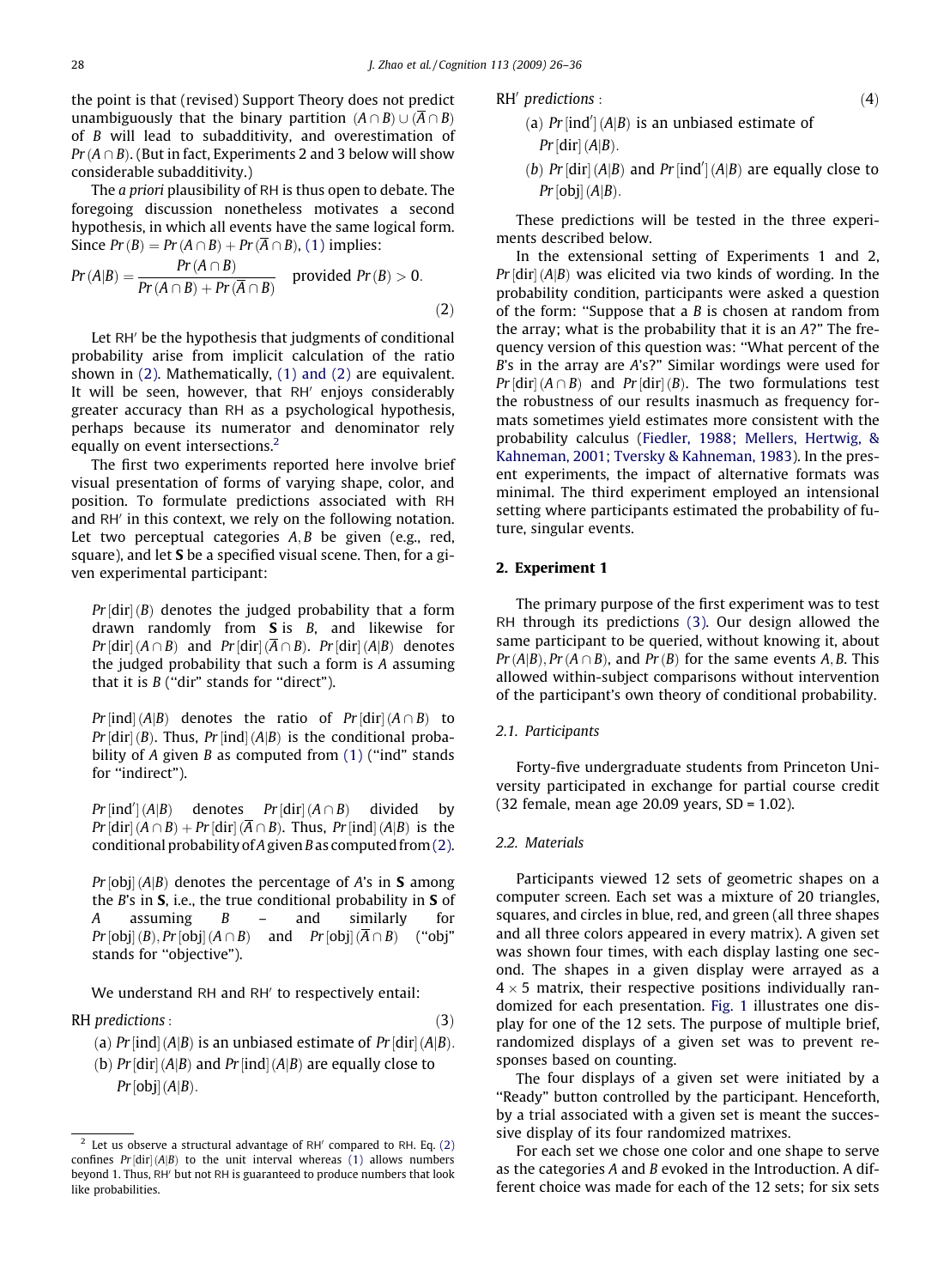the point is that (revised) Support Theory does not predict unambiguously that the binary partition $(A \cap B) \cup (\overline{A} \cap B)$ of $B$ will lead to subadditivity, and overestimation of $Pr(A \cap B)$. (But in fact, Experiments 2 and 3 below will show considerable subadditivity.)

The *a priori* plausibility of RH is thus open to debate. The foregoing discussion nonetheless motivates a second hypothesis, in which all events have the same logical form. Since $Pr(B) = Pr(A \cap B) + Pr(\overline{A} \cap B)$, (1) implies:

$$Pr(A|B) = \frac{Pr(A \cap B)}{Pr(A \cap B) + Pr(\overline{A} \cap B)} \quad \text{provided } Pr(B) > 0. \tag{2}$$

Let RH′ be the hypothesis that judgments of conditional probability arise from implicit calculation of the ratio shown in (2). Mathematically, (1) and (2) are equivalent. It will be seen, however, that RH′ enjoys considerably greater accuracy than RH as a psychological hypothesis, perhaps because its numerator and denominator rely equally on event intersections.[2]

The first two experiments reported here involve brief visual presentation of forms of varying shape, color, and position. To formulate predictions associated with RH and RH′ in this context, we rely on the following notation. Let two perceptual categories $A, B$ be given (e.g., red, square), and let **S** be a specified visual scene. Then, for a given experimental participant:

> $Pr[\text{dir}](B)$ denotes the judged probability that a form drawn randomly from **S** is $B$, and likewise for $Pr[\text{dir}](A \cap B)$ and $Pr[\text{dir}](\overline{A} \cap B)$. $Pr[\text{dir}](A|B)$ denotes the judged probability that such a form is $A$ assuming that it is $B$ ("dir" stands for "direct").
>
> $Pr[\text{ind}](A|B)$ denotes the ratio of $Pr[\text{dir}](A \cap B)$ to $Pr[\text{dir}](B)$. Thus, $Pr[\text{ind}](A|B)$ is the conditional probability of $A$ given $B$ as computed from (1) ("ind" stands for "indirect").
>
> $Pr[\text{ind}'](A|B)$ denotes $Pr[\text{dir}](A \cap B)$ divided by $Pr[\text{dir}](A \cap B) + Pr[\text{dir}](\overline{A} \cap B)$. Thus, $Pr[\text{ind}](A|B)$ is the conditional probability of $A$ given $B$ as computed from (2).
>
> $Pr[\text{obj}](A|B)$ denotes the percentage of $A$'s in **S** among the $B$'s in **S**, i.e., the true conditional probability in **S** of $A$ assuming $B$ – and similarly for $Pr[\text{obj}](B), Pr[\text{obj}](A \cap B)$ and $Pr[\text{obj}](\overline{A} \cap B)$ ("obj" stands for "objective").

We understand RH and RH′ to respectively entail:

RH *predictions* : (3)

(a) $Pr[\text{ind}](A|B)$ is an unbiased estimate of $Pr[\text{dir}](A|B)$.

(b) $Pr[\text{dir}](A|B)$ and $Pr[\text{ind}](A|B)$ are equally close to $Pr[\text{obj}](A|B)$.

RH′ *predictions* : (4)

(a) $Pr[\text{ind}'](A|B)$ is an unbiased estimate of $Pr[\text{dir}](A|B)$.

(b) $Pr[\text{dir}](A|B)$ and $Pr[\text{ind}'](A|B)$ are equally close to $Pr[\text{obj}](A|B)$.

These predictions will be tested in the three experiments described below.

In the extensional setting of Experiments 1 and 2, $Pr[\text{dir}](A|B)$ was elicited via two kinds of wording. In the probability condition, participants were asked a question of the form: "Suppose that a $B$ is chosen at random from the array; what is the probability that it is an $A$?" The frequency version of this question was: "What percent of the $B$'s in the array are $A$'s?" Similar wordings were used for $Pr[\text{dir}](A \cap B)$ and $Pr[\text{dir}](B)$. The two formulations test the robustness of our results inasmuch as frequency formats sometimes yield estimates more consistent with the probability calculus (Fiedler, 1988; Mellers, Hertwig, & Kahneman, 2001; Tversky & Kahneman, 1983). In the present experiments, the impact of alternative formats was minimal. The third experiment employed an intensional setting where participants estimated the probability of future, singular events.

## 2. Experiment 1

The primary purpose of the first experiment was to test RH through its predictions (3). Our design allowed the same participant to be queried, without knowing it, about $Pr(A|B), Pr(A \cap B)$, and $Pr(B)$ for the same events $A, B$. This allowed within-subject comparisons without intervention of the participant's own theory of conditional probability.

### 2.1. Participants

Forty-five undergraduate students from Princeton University participated in exchange for partial course credit (32 female, mean age 20.09 years, SD = 1.02).

### 2.2. Materials

Participants viewed 12 sets of geometric shapes on a computer screen. Each set was a mixture of 20 triangles, squares, and circles in blue, red, and green (all three shapes and all three colors appeared in every matrix). A given set was shown four times, with each display lasting one second. The shapes in a given display were arrayed as a $4 \times 5$ matrix, their respective positions individually randomized for each presentation. Fig. 1 illustrates one display for one of the 12 sets. The purpose of multiple brief, randomized displays of a given set was to prevent responses based on counting.

The four displays of a given set were initiated by a "Ready" button controlled by the participant. Henceforth, by a trial associated with a given set is meant the successive display of its four randomized matrixes.

For each set we chose one color and one shape to serve as the categories $A$ and $B$ evoked in the Introduction. A different choice was made for each of the 12 sets; for six sets

---

[2] Let us observe a structural advantage of RH′ compared to RH. Eq. (2) confines $Pr[\text{dir}](A|B)$ to the unit interval whereas (1) allows numbers beyond 1. Thus, RH′ but not RH is guaranteed to produce numbers that look like probabilities.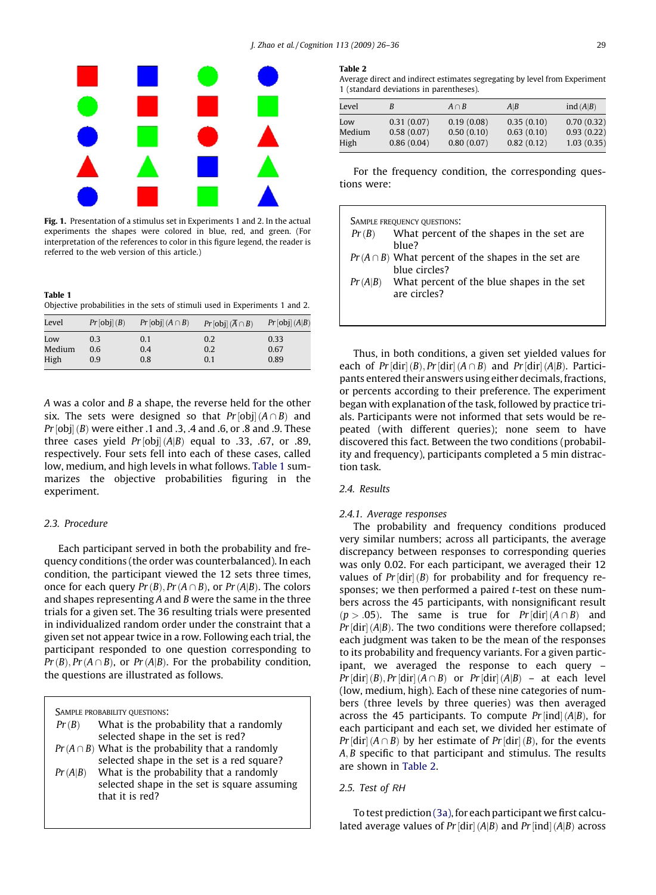**Fig. 1.** Presentation of a stimulus set in Experiments 1 and 2. In the actual experiments the shapes were colored in blue, red, and green. (For interpretation of the references to color in this figure legend, the reader is referred to the web version of this article.)

**Table 1**
Objective probabilities in the sets of stimuli used in Experiments 1 and 2.

| Level | $Pr[\text{obj}](B)$ | $Pr[\text{obj}](A \cap B)$ | $Pr[\text{obj}](\bar{A} \cap B)$ | $Pr[\text{obj}](A\|B)$ |
|---|---|---|---|---|
| Low | 0.3 | 0.1 | 0.2 | 0.33 |
| Medium | 0.6 | 0.4 | 0.2 | 0.67 |
| High | 0.9 | 0.8 | 0.1 | 0.89 |

$A$ was a color and $B$ a shape, the reverse held for the other six. The sets were designed so that $Pr[\text{obj}](A \cap B)$ and $Pr[\text{obj}](B)$ were either .1 and .3, .4 and .6, or .8 and .9. These three cases yield $Pr[\text{obj}](A|B)$ equal to .33, .67, or .89, respectively. Four sets fell into each of these cases, called low, medium, and high levels in what follows. Table 1 summarizes the objective probabilities figuring in the experiment.

### 2.3. Procedure

Each participant served in both the probability and frequency conditions (the order was counterbalanced). In each condition, the participant viewed the 12 sets three times, once for each query $Pr(B)$, $Pr(A \cap B)$, or $Pr(A|B)$. The colors and shapes representing $A$ and $B$ were the same in the three trials for a given set. The 36 resulting trials were presented in individualized random order under the constraint that a given set not appear twice in a row. Following each trial, the participant responded to one question corresponding to $Pr(B)$, $Pr(A \cap B)$, or $Pr(A|B)$. For the probability condition, the questions are illustrated as follows.

> SAMPLE PROBABILITY QUESTIONS:
>
> $Pr(B)$ What is the probability that a randomly selected shape in the set is red?
>
> $Pr(A \cap B)$ What is the probability that a randomly selected shape in the set is a red square?
>
> $Pr(A|B)$ What is the probability that a randomly selected shape in the set is square assuming that it is red?

**Table 2**
Average direct and indirect estimates segregating by level from Experiment 1 (standard deviations in parentheses).

| Level | $B$ | $A \cap B$ | $A\|B$ | ind $(A\|B)$ |
|---|---|---|---|---|
| Low | 0.31 (0.07) | 0.19 (0.08) | 0.35 (0.10) | 0.70 (0.32) |
| Medium | 0.58 (0.07) | 0.50 (0.10) | 0.63 (0.10) | 0.93 (0.22) |
| High | 0.86 (0.04) | 0.80 (0.07) | 0.82 (0.12) | 1.03 (0.35) |

For the frequency condition, the corresponding questions were:

> SAMPLE FREQUENCY QUESTIONS:
>
> $Pr(B)$ What percent of the shapes in the set are blue?
>
> $Pr(A \cap B)$ What percent of the shapes in the set are blue circles?
>
> $Pr(A|B)$ What percent of the blue shapes in the set are circles?

Thus, in both conditions, a given set yielded values for each of $Pr[\text{dir}](B)$, $Pr[\text{dir}](A \cap B)$ and $Pr[\text{dir}](A|B)$. Participants entered their answers using either decimals, fractions, or percents according to their preference. The experiment began with explanation of the task, followed by practice trials. Participants were not informed that sets would be repeated (with different queries); none seem to have discovered this fact. Between the two conditions (probability and frequency), participants completed a 5 min distraction task.

### 2.4. Results

#### 2.4.1. Average responses

The probability and frequency conditions produced very similar numbers; across all participants, the average discrepancy between responses to corresponding queries was only 0.02. For each participant, we averaged their 12 values of $Pr[\text{dir}](B)$ for probability and for frequency responses; we then performed a paired $t$-test on these numbers across the 45 participants, with nonsignificant result ($p > .05$). The same is true for $Pr[\text{dir}](A \cap B)$ and $Pr[\text{dir}](A|B)$. The two conditions were therefore collapsed; each judgment was taken to be the mean of the responses to its probability and frequency variants. For a given participant, we averaged the response to each query – $Pr[\text{dir}](B)$, $Pr[\text{dir}](A \cap B)$ or $Pr[\text{dir}](A|B)$ – at each level (low, medium, high). Each of these nine categories of numbers (three levels by three queries) was then averaged across the 45 participants. To compute $Pr[\text{ind}](A|B)$, for each participant and each set, we divided her estimate of $Pr[\text{dir}](A \cap B)$ by her estimate of $Pr[\text{dir}](B)$, for the events $A, B$ specific to that participant and stimulus. The results are shown in Table 2.

### 2.5. Test of RH

To test prediction (3a), for each participant we first calculated average values of $Pr[\text{dir}](A|B)$ and $Pr[\text{ind}](A|B)$ across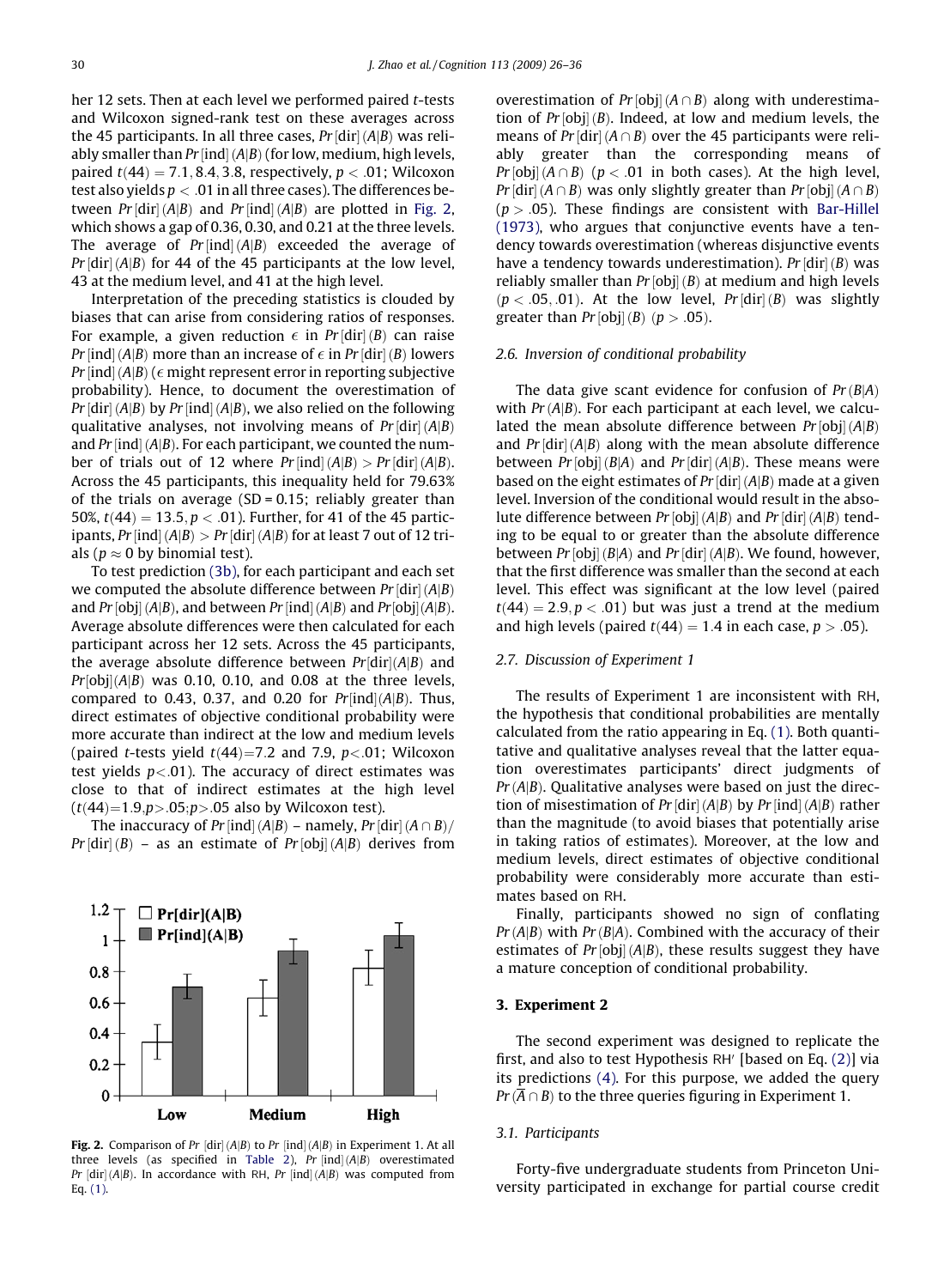her 12 sets. Then at each level we performed paired t-tests and Wilcoxon signed-rank test on these averages across the 45 participants. In all three cases, $Pr\,[\text{dir}]\,(A|B)$ was reliably smaller than $Pr\,[\text{ind}]\,(A|B)$ (for low, medium, high levels, paired $t(44) = 7.1, 8.4, 3.8$, respectively, $p < .01$; Wilcoxon test also yields $p < .01$ in all three cases). The differences between $Pr\,[\text{dir}]\,(A|B)$ and $Pr\,[\text{ind}]\,(A|B)$ are plotted in Fig. 2, which shows a gap of 0.36, 0.30, and 0.21 at the three levels. The average of $Pr\,[\text{ind}]\,(A|B)$ exceeded the average of $Pr\,[\text{dir}]\,(A|B)$ for 44 of the 45 participants at the low level, 43 at the medium level, and 41 at the high level.

Interpretation of the preceding statistics is clouded by biases that can arise from considering ratios of responses. For example, a given reduction $\epsilon$ in $Pr\,[\text{dir}]\,(B)$ can raise $Pr\,[\text{ind}]\,(A|B)$ more than an increase of $\epsilon$ in $Pr\,[\text{dir}]\,(B)$ lowers $Pr\,[\text{ind}]\,(A|B)$ ($\epsilon$ might represent error in reporting subjective probability). Hence, to document the overestimation of $Pr\,[\text{dir}]\,(A|B)$ by $Pr\,[\text{ind}]\,(A|B)$, we also relied on the following qualitative analyses, not involving means of $Pr\,[\text{dir}]\,(A|B)$ and $Pr\,[\text{ind}]\,(A|B)$. For each participant, we counted the number of trials out of 12 where $Pr\,[\text{ind}]\,(A|B) > Pr\,[\text{dir}]\,(A|B)$. Across the 45 participants, this inequality held for 79.63% of the trials on average (SD = 0.15; reliably greater than 50%, $t(44) = 13.5, p < .01$). Further, for 41 of the 45 participants, $Pr\,[\text{ind}]\,(A|B) > Pr\,[\text{dir}]\,(A|B)$ for at least 7 out of 12 trials ($p \approx 0$ by binomial test).

To test prediction (3b), for each participant and each set we computed the absolute difference between $Pr\,[\text{dir}]\,(A|B)$ and $Pr\,[\text{obj}]\,(A|B)$, and between $Pr\,[\text{ind}]\,(A|B)$ and $Pr\,[\text{obj}]\,(A|B)$. Average absolute differences were then calculated for each participant across her 12 sets. Across the 45 participants, the average absolute difference between $Pr[\text{dir}](A|B)$ and $Pr[\text{obj}](A|B)$ was 0.10, 0.10, and 0.08 at the three levels, compared to 0.43, 0.37, and 0.20 for $Pr[\text{ind}](A|B)$. Thus, direct estimates of objective conditional probability were more accurate than indirect at the low and medium levels (paired t-tests yield $t(44)=7.2$ and 7.9, $p<.01$; Wilcoxon test yields $p<.01$). The accuracy of direct estimates was close to that of indirect estimates at the high level ($t(44)=1.9, p>.05; p>.05$ also by Wilcoxon test).

The inaccuracy of $Pr\,[\text{ind}]\,(A|B)$ – namely, $Pr\,[\text{dir}]\,(A \cap B)/Pr\,[\text{dir}]\,(B)$ – as an estimate of $Pr\,[\text{obj}]\,(A|B)$ derives from overestimation of $Pr\,[\text{obj}]\,(A \cap B)$ along with underestimation of $Pr\,[\text{obj}]\,(B)$. Indeed, at low and medium levels, the means of $Pr\,[\text{dir}]\,(A \cap B)$ over the 45 participants were reliably greater than the corresponding means of $Pr\,[\text{obj}]\,(A \cap B)$ ($p < .01$ in both cases). At the high level, $Pr\,[\text{dir}]\,(A \cap B)$ was only slightly greater than $Pr\,[\text{obj}]\,(A \cap B)$ ($p > .05$). These findings are consistent with Bar-Hillel (1973), who argues that conjunctive events have a tendency towards overestimation (whereas disjunctive events have a tendency towards underestimation). $Pr\,[\text{dir}]\,(B)$ was reliably smaller than $Pr\,[\text{obj}]\,(B)$ at medium and high levels ($p < .05, .01$). At the low level, $Pr\,[\text{dir}]\,(B)$ was slightly greater than $Pr\,[\text{obj}]\,(B)$ ($p > .05$).

Fig. 2. Comparison of $Pr\,[\text{dir}]\,(A|B)$ to $Pr\,[\text{ind}]\,(A|B)$ in Experiment 1. At all three levels (as specified in Table 2), $Pr\,[\text{ind}]\,(A|B)$ overestimated $Pr\,[\text{dir}]\,(A|B)$. In accordance with RH, $Pr\,[\text{ind}]\,(A|B)$ was computed from Eq. (1).

### 2.6. Inversion of conditional probability

The data give scant evidence for confusion of $Pr\,(B|A)$ with $Pr\,(A|B)$. For each participant at each level, we calculated the mean absolute difference between $Pr\,[\text{obj}]\,(A|B)$ and $Pr\,[\text{dir}]\,(A|B)$ along with the mean absolute difference between $Pr\,[\text{obj}]\,(B|A)$ and $Pr\,[\text{dir}]\,(A|B)$. These means were based on the eight estimates of $Pr\,[\text{dir}]\,(A|B)$ made at a given level. Inversion of the conditional would result in the absolute difference between $Pr\,[\text{obj}]\,(A|B)$ and $Pr\,[\text{dir}]\,(A|B)$ tending to be equal to or greater than the absolute difference between $Pr\,[\text{obj}]\,(B|A)$ and $Pr\,[\text{dir}]\,(A|B)$. We found, however, that the first difference was smaller than the second at each level. This effect was significant at the low level (paired $t(44) = 2.9, p < .01$) but was just a trend at the medium and high levels (paired $t(44) = 1.4$ in each case, $p > .05$).

### 2.7. Discussion of Experiment 1

The results of Experiment 1 are inconsistent with RH, the hypothesis that conditional probabilities are mentally calculated from the ratio appearing in Eq. (1). Both quantitative and qualitative analyses reveal that the latter equation overestimates participants' direct judgments of $Pr\,(A|B)$. Qualitative analyses were based on just the direction of misestimation of $Pr\,[\text{dir}]\,(A|B)$ by $Pr\,[\text{ind}]\,(A|B)$ rather than the magnitude (to avoid biases that potentially arise in taking ratios of estimates). Moreover, at the low and medium levels, direct estimates of objective conditional probability were considerably more accurate than estimates based on RH.

Finally, participants showed no sign of conflating $Pr\,(A|B)$ with $Pr\,(B|A)$. Combined with the accuracy of their estimates of $Pr\,[\text{obj}]\,(A|B)$, these results suggest they have a mature conception of conditional probability.

## 3. Experiment 2

The second experiment was designed to replicate the first, and also to test Hypothesis RH′ [based on Eq. (2)] via its predictions (4). For this purpose, we added the query $Pr\,(\overline{A} \cap B)$ to the three queries figuring in Experiment 1.

### 3.1. Participants

Forty-five undergraduate students from Princeton University participated in exchange for partial course credit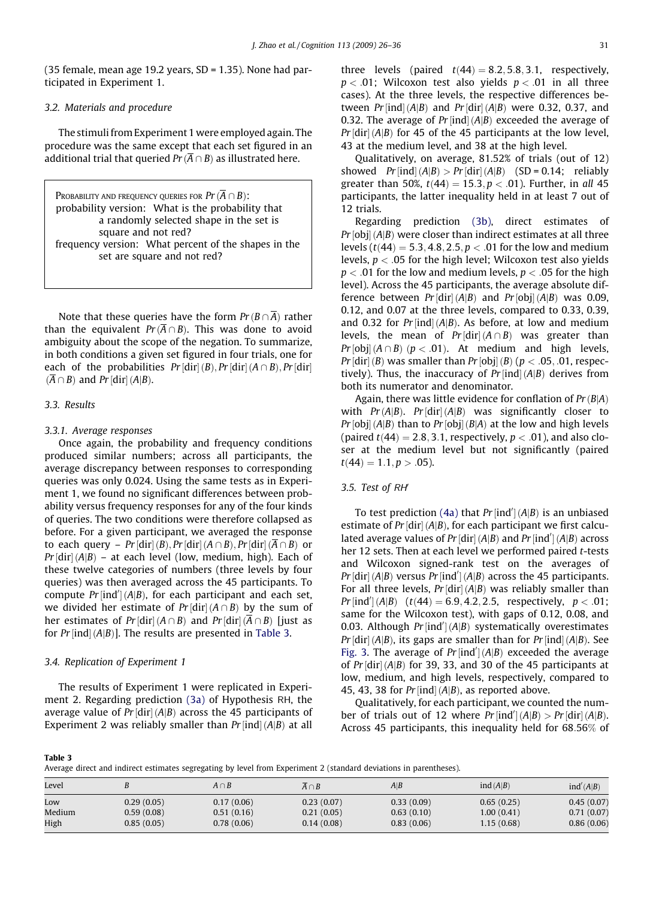(35 female, mean age 19.2 years, SD = 1.35). None had participated in Experiment 1.

### 3.2. Materials and procedure

The stimuli from Experiment 1 were employed again. The procedure was the same except that each set figured in an additional trial that queried $Pr(\overline{A} \cap B)$ as illustrated here.

> PROBABILITY AND FREQUENCY QUERIES FOR $Pr(\overline{A} \cap B)$:
> probability version: What is the probability that a randomly selected shape in the set is square and not red?
> frequency version: What percent of the shapes in the set are square and not red?

Note that these queries have the form $Pr(B \cap \overline{A})$ rather than the equivalent $Pr(\overline{A} \cap B)$. This was done to avoid ambiguity about the scope of the negation. To summarize, in both conditions a given set figured in four trials, one for each of the probabilities $Pr[\text{dir}](B), Pr[\text{dir}](A \cap B), Pr[\text{dir}](\overline{A} \cap B)$ and $Pr[\text{dir}](A|B)$.

### 3.3. Results

#### 3.3.1. Average responses

Once again, the probability and frequency conditions produced similar numbers; across all participants, the average discrepancy between responses to corresponding queries was only 0.024. Using the same tests as in Experiment 1, we found no significant differences between probability versus frequency responses for any of the four kinds of queries. The two conditions were therefore collapsed as before. For a given participant, we averaged the response to each query – $Pr[\text{dir}](B), Pr[\text{dir}](A \cap B), Pr[\text{dir}](\overline{A} \cap B)$ or $Pr[\text{dir}](A|B)$ – at each level (low, medium, high). Each of these twelve categories of numbers (three levels by four queries) was then averaged across the 45 participants. To compute $Pr[\text{ind}'](A|B)$, for each participant and each set, we divided her estimate of $Pr[\text{dir}](A \cap B)$ by the sum of her estimates of $Pr[\text{dir}](A \cap B)$ and $Pr[\text{dir}](\overline{A} \cap B)$ [just as for $Pr[\text{ind}](A|B)$]. The results are presented in Table 3.

### 3.4. Replication of Experiment 1

The results of Experiment 1 were replicated in Experiment 2. Regarding prediction (3a) of Hypothesis RH, the average value of $Pr[\text{dir}](A|B)$ across the 45 participants of Experiment 2 was reliably smaller than $Pr[\text{ind}](A|B)$ at all three levels (paired $t(44) = 8.2, 5.8, 3.1$, respectively, $p < .01$; Wilcoxon test also yields $p < .01$ in all three cases). At the three levels, the respective differences between $Pr[\text{ind}](A|B)$ and $Pr[\text{dir}](A|B)$ were 0.32, 0.37, and 0.32. The average of $Pr[\text{ind}](A|B)$ exceeded the average of $Pr[\text{dir}](A|B)$ for 45 of the 45 participants at the low level, 43 at the medium level, and 38 at the high level.

Qualitatively, on average, 81.52% of trials (out of 12) showed $Pr[\text{ind}](A|B) > Pr[\text{dir}](A|B)$ (SD = 0.14; reliably greater than 50%, $t(44) = 15.3, p < .01$). Further, in *all* 45 participants, the latter inequality held in at least 7 out of 12 trials.

Regarding prediction (3b), direct estimates of $Pr[\text{obj}](A|B)$ were closer than indirect estimates at all three levels ($t(44) = 5.3, 4.8, 2.5, p < .01$ for the low and medium levels, $p < .05$ for the high level; Wilcoxon test also yields $p < .01$ for the low and medium levels, $p < .05$ for the high level). Across the 45 participants, the average absolute difference between $Pr[\text{dir}](A|B)$ and $Pr[\text{obj}](A|B)$ was 0.09, 0.12, and 0.07 at the three levels, compared to 0.33, 0.39, and 0.32 for $Pr[\text{ind}](A|B)$. As before, at low and medium levels, the mean of $Pr[\text{dir}](A \cap B)$ was greater than $Pr[\text{obj}](A \cap B)$ ($p < .01$). At medium and high levels, $Pr[\text{dir}](B)$ was smaller than $Pr[\text{obj}](B)$ ($p < .05, .01$, respectively). Thus, the inaccuracy of $Pr[\text{ind}](A|B)$ derives from both its numerator and denominator.

Again, there was little evidence for conflation of $Pr(B|A)$ with $Pr(A|B)$. $Pr[\text{dir}](A|B)$ was significantly closer to $Pr[\text{obj}](A|B)$ than to $Pr[\text{obj}](B|A)$ at the low and high levels (paired $t(44) = 2.8, 3.1$, respectively, $p < .01$), and also closer at the medium level but not significantly (paired $t(44) = 1.1, p > .05$).

### 3.5. Test of RH′

To test prediction (4a) that $Pr[\text{ind}'](A|B)$ is an unbiased estimate of $Pr[\text{dir}](A|B)$, for each participant we first calculated average values of $Pr[\text{dir}](A|B)$ and $Pr[\text{ind}'](A|B)$ across her 12 sets. Then at each level we performed paired *t*-tests and Wilcoxon signed-rank test on the averages of $Pr[\text{dir}](A|B)$ versus $Pr[\text{ind}'](A|B)$ across the 45 participants. For all three levels, $Pr[\text{dir}](A|B)$ was reliably smaller than $Pr[\text{ind}'](A|B)$ ($t(44) = 6.9, 4.2, 2.5$, respectively, $p < .01$; same for the Wilcoxon test), with gaps of 0.12, 0.08, and 0.03. Although $Pr[\text{ind}'](A|B)$ systematically overestimates $Pr[\text{dir}](A|B)$, its gaps are smaller than for $Pr[\text{ind}](A|B)$. See Fig. 3. The average of $Pr[\text{ind}'](A|B)$ exceeded the average of $Pr[\text{dir}](A|B)$ for 39, 33, and 30 of the 45 participants at low, medium, and high levels, respectively, compared to 45, 43, 38 for $Pr[\text{ind}](A|B)$, as reported above.

Qualitatively, for each participant, we counted the number of trials out of 12 where $Pr[\text{ind}'](A|B) > Pr[\text{dir}](A|B)$. Across 45 participants, this inequality held for 68.56% of

**Table 3**
Average direct and indirect estimates segregating by level from Experiment 2 (standard deviations in parentheses).

| Level | $B$ | $A \cap B$ | $\overline{A} \cap B$ | $A\|B$ | $\text{ind}(A\|B)$ | $\text{ind}'(A\|B)$ |
|---|---|---|---|---|---|---|
| Low | 0.29 (0.05) | 0.17 (0.06) | 0.23 (0.07) | 0.33 (0.09) | 0.65 (0.25) | 0.45 (0.07) |
| Medium | 0.59 (0.08) | 0.51 (0.16) | 0.21 (0.05) | 0.63 (0.10) | 1.00 (0.41) | 0.71 (0.07) |
| High | 0.85 (0.05) | 0.78 (0.06) | 0.14 (0.08) | 0.83 (0.06) | 1.15 (0.68) | 0.86 (0.06) |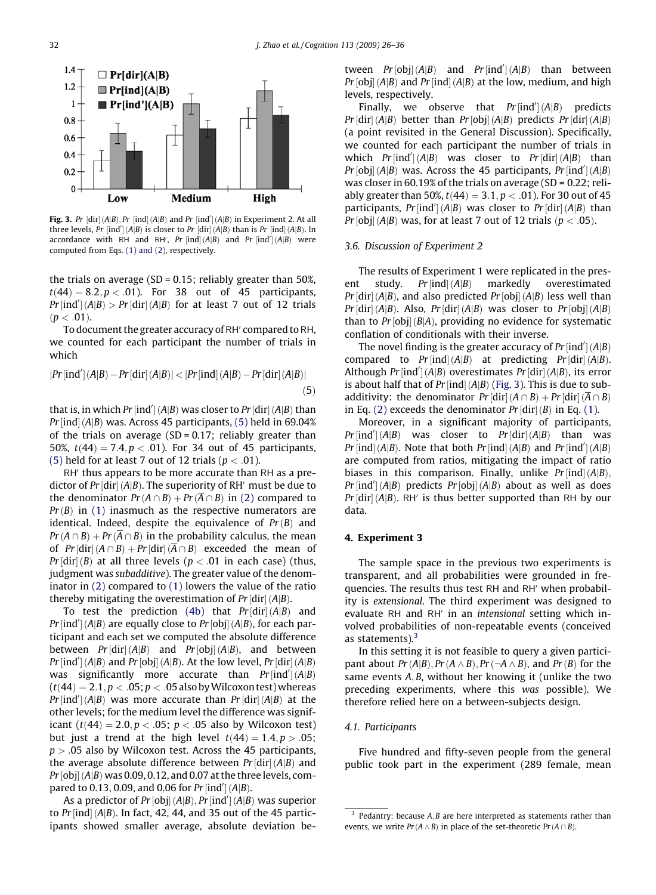**Fig. 3.** $Pr[\text{dir}](A|B)$, $Pr[\text{ind}](A|B)$ and $Pr[\text{ind}'](A|B)$ in Experiment 2. At all three levels, $Pr[\text{ind}'](A|B)$ is closer to $Pr[\text{dir}](A|B)$ than is $Pr[\text{ind}](A|B)$. In accordance with RH and RH′, $Pr[\text{ind}](A|B)$ and $Pr[\text{ind}'](A|B)$ were computed from Eqs. (1) and (2), respectively.

the trials on average (SD = 0.15; reliably greater than 50%, $t(44) = 8.2, p < .01$). For 38 out of 45 participants, $Pr[\text{ind}'](A|B) > Pr[\text{dir}](A|B)$ for at least 7 out of 12 trials ($p < .01$).

To document the greater accuracy of RH′ compared to RH, we counted for each participant the number of trials in which

$$|Pr[\text{ind}'](A|B) - Pr[\text{dir}](A|B)| < |Pr[\text{ind}](A|B) - Pr[\text{dir}](A|B)| \quad (5)$$

that is, in which $Pr[\text{ind}'](A|B)$ was closer to $Pr[\text{dir}](A|B)$ than $Pr[\text{ind}](A|B)$ was. Across 45 participants, (5) held in 69.04% of the trials on average (SD = 0.17; reliably greater than 50%, $t(44) = 7.4, p < .01$). For 34 out of 45 participants, (5) held for at least 7 out of 12 trials ($p < .01$).

RH′ thus appears to be more accurate than RH as a predictor of $Pr[\text{dir}](A|B)$. The superiority of RH′ must be due to the denominator $Pr(A \cap B) + Pr(\overline{A} \cap B)$ in (2) compared to $Pr(B)$ in (1) inasmuch as the respective numerators are identical. Indeed, despite the equivalence of $Pr(B)$ and $Pr(A \cap B) + Pr(\overline{A} \cap B)$ in the probability calculus, the mean of $Pr[\text{dir}](A \cap B) + Pr[\text{dir}](\overline{A} \cap B)$ exceeded the mean of $Pr[\text{dir}](B)$ at all three levels ($p < .01$ in each case) (thus, judgment was *subadditive*). The greater value of the denominator in (2) compared to (1) lowers the value of the ratio thereby mitigating the overestimation of $Pr[\text{dir}](A|B)$.

To test the prediction (4b) that $Pr[\text{dir}](A|B)$ and $Pr[\text{ind}'](A|B)$ are equally close to $Pr[\text{obj}](A|B)$, for each participant and each set we computed the absolute difference between $Pr[\text{dir}](A|B)$ and $Pr[\text{obj}](A|B)$, and between $Pr[\text{ind}'](A|B)$ and $Pr[\text{obj}](A|B)$. At the low level, $Pr[\text{dir}](A|B)$ was significantly more accurate than $Pr[\text{ind}'](A|B)$ ($t(44) = 2.1, p < .05$; $p < .05$ also by Wilcoxon test) whereas $Pr[\text{ind}'](A|B)$ was more accurate than $Pr[\text{dir}](A|B)$ at the other levels; for the medium level the difference was significant ($t(44) = 2.0, p < .05$; $p < .05$ also by Wilcoxon test) but just a trend at the high level $t(44) = 1.4, p > .05$; $p > .05$ also by Wilcoxon test. Across the 45 participants, the average absolute difference between $Pr[\text{dir}](A|B)$ and $Pr[\text{obj}](A|B)$ was 0.09, 0.12, and 0.07 at the three levels, compared to 0.13, 0.09, and 0.06 for $Pr[\text{ind}'](A|B)$.

As a predictor of $Pr[\text{obj}](A|B)$, $Pr[\text{ind}'](A|B)$ was superior to $Pr[\text{ind}](A|B)$. In fact, 42, 44, and 35 out of the 45 participants showed smaller average, absolute deviation between $Pr[\text{obj}](A|B)$ and $Pr[\text{ind}'](A|B)$ than between $Pr[\text{obj}](A|B)$ and $Pr[\text{ind}](A|B)$ at the low, medium, and high levels, respectively.

Finally, we observe that $Pr[\text{ind}'](A|B)$ predicts $Pr[\text{dir}](A|B)$ better than $Pr[\text{obj}](A|B)$ predicts $Pr[\text{dir}](A|B)$ (a point revisited in the General Discussion). Specifically, we counted for each participant the number of trials in which $Pr[\text{ind}'](A|B)$ was closer to $Pr[\text{dir}](A|B)$ than $Pr[\text{obj}](A|B)$ was. Across the 45 participants, $Pr[\text{ind}'](A|B)$ was closer in 60.19% of the trials on average (SD = 0.22; reliably greater than 50%, $t(44) = 3.1, p < .01$). For 30 out of 45 participants, $Pr[\text{ind}'](A|B)$ was closer to $Pr[\text{dir}](A|B)$ than $Pr[\text{obj}](A|B)$ was, for at least 7 out of 12 trials ($p < .05$).

### 3.6. Discussion of Experiment 2

The results of Experiment 1 were replicated in the present study. $Pr[\text{ind}](A|B)$ markedly overestimated $Pr[\text{dir}](A|B)$, and also predicted $Pr[\text{obj}](A|B)$ less well than $Pr[\text{dir}](A|B)$. Also, $Pr[\text{dir}](A|B)$ was closer to $Pr[\text{obj}](A|B)$ than to $Pr[\text{obj}](B|A)$, providing no evidence for systematic conflation of conditionals with their inverse.

The novel finding is the greater accuracy of $Pr[\text{ind}'](A|B)$ compared to $Pr[\text{ind}](A|B)$ at predicting $Pr[\text{dir}](A|B)$. Although $Pr[\text{ind}'](A|B)$ overestimates $Pr[\text{dir}](A|B)$, its error is about half that of $Pr[\text{ind}](A|B)$ (Fig. 3). This is due to subadditivity: the denominator $Pr[\text{dir}](A \cap B) + Pr[\text{dir}](\overline{A} \cap B)$ in Eq. (2) exceeds the denominator $Pr[\text{dir}](B)$ in Eq. (1).

Moreover, in a significant majority of participants, $Pr[\text{ind}'](A|B)$ was closer to $Pr[\text{dir}](A|B)$ than was $Pr[\text{ind}](A|B)$. Note that both $Pr[\text{ind}](A|B)$ and $Pr[\text{ind}'](A|B)$ are computed from ratios, mitigating the impact of ratio biases in this comparison. Finally, unlike $Pr[\text{ind}](A|B)$, $Pr[\text{ind}'](A|B)$ predicts $Pr[\text{obj}](A|B)$ about as well as does $Pr[\text{dir}](A|B)$. RH′ is thus better supported than RH by our data.

## 4. Experiment 3

The sample space in the previous two experiments is transparent, and all probabilities were grounded in frequencies. The results thus test RH and RH′ when probability is *extensional*. The third experiment was designed to evaluate RH and RH′ in an *intensional* setting which involved probabilities of non-repeatable events (conceived as statements).[3]

In this setting it is not feasible to query a given participant about $Pr(A|B)$, $Pr(A \wedge B)$, $Pr(\neg A \wedge B)$, and $Pr(B)$ for the same events $A, B$, without her knowing it (unlike the two preceding experiments, where this *was* possible). We therefore relied here on a between-subjects design.

### 4.1. Participants

Five hundred and fifty-seven people from the general public took part in the experiment (289 female, mean

[3] Pedantry: because $A, B$ are here interpreted as statements rather than events, we write $Pr(A \wedge B)$ in place of the set-theoretic $Pr(A \cap B)$.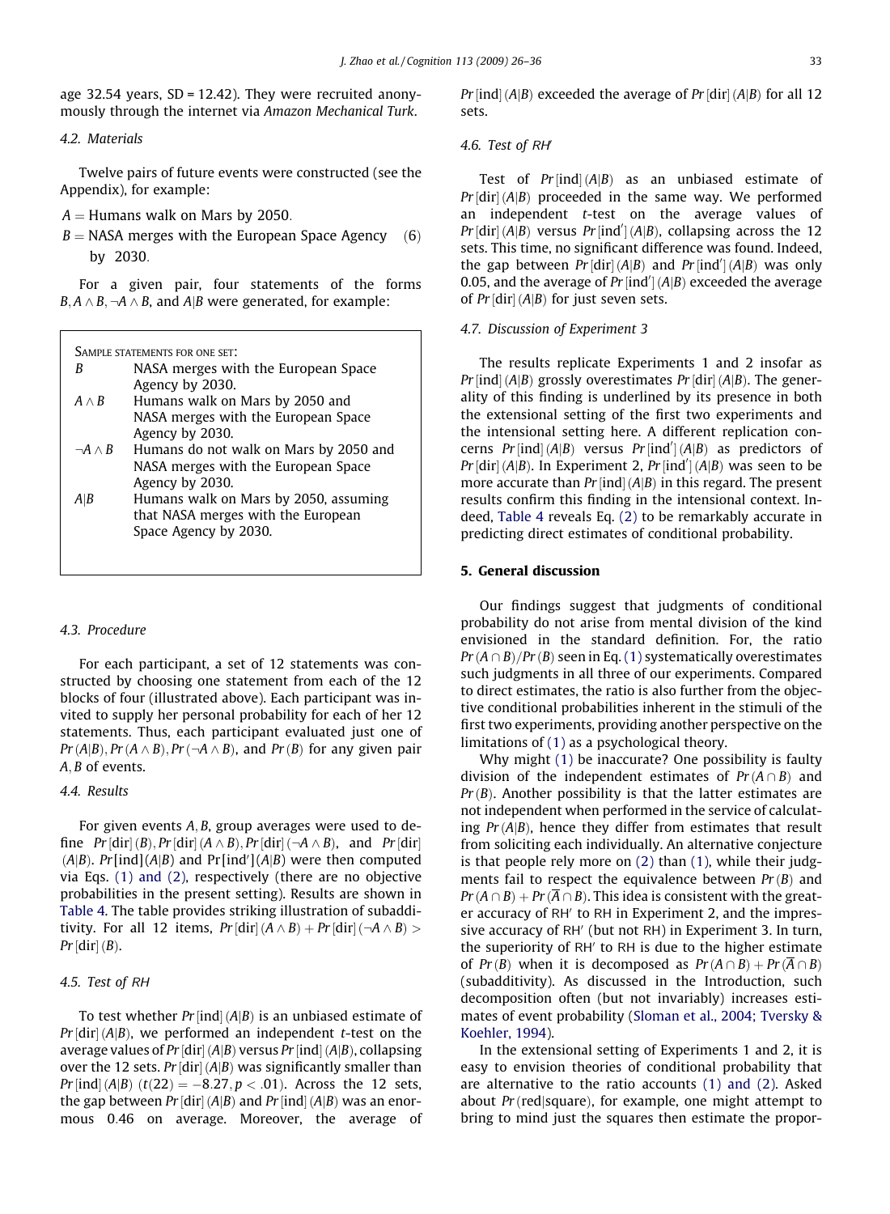age 32.54 years, SD = 12.42). They were recruited anonymously through the internet via *Amazon Mechanical Turk*.

### 4.2. Materials

Twelve pairs of future events were constructed (see the Appendix), for example:

$$A = \text{Humans walk on Mars by 2050.}$$
$$B = \text{NASA merges with the European Space Agency by 2030.} \quad (6)$$

For a given pair, four statements of the forms $B, A \wedge B, \neg A \wedge B$, and $A|B$ were generated, for example:

Sample statements for one set:

| | |
|---|---|
| $B$ | NASA merges with the European Space Agency by 2030. |
| $A \wedge B$ | Humans walk on Mars by 2050 and NASA merges with the European Space Agency by 2030. |
| $\neg A \wedge B$ | Humans do not walk on Mars by 2050 and NASA merges with the European Space Agency by 2030. |
| $A\|B$ | Humans walk on Mars by 2050, assuming that NASA merges with the European Space Agency by 2030. |

### 4.3. Procedure

For each participant, a set of 12 statements was constructed by choosing one statement from each of the 12 blocks of four (illustrated above). Each participant was invited to supply her personal probability for each of her 12 statements. Thus, each participant evaluated just one of $Pr(A|B), Pr(A \wedge B), Pr(\neg A \wedge B)$, and $Pr(B)$ for any given pair $A, B$ of events.

### 4.4. Results

For given events $A, B$, group averages were used to define $Pr[\text{dir}](B), Pr[\text{dir}](A \wedge B), Pr[\text{dir}](\neg A \wedge B)$, and $Pr[\text{dir}](A|B)$. $Pr[\text{ind}](A|B)$ and $Pr[\text{ind}'](A|B)$ were then computed via Eqs. (1) and (2), respectively (there are no objective probabilities in the present setting). Results are shown in Table 4. The table provides striking illustration of subadditivity. For all 12 items, $Pr[\text{dir}](A \wedge B) + Pr[\text{dir}](\neg A \wedge B) > Pr[\text{dir}](B)$.

### 4.5. Test of RH

To test whether $Pr[\text{ind}](A|B)$ is an unbiased estimate of $Pr[\text{dir}](A|B)$, we performed an independent *t*-test on the average values of $Pr[\text{dir}](A|B)$ versus $Pr[\text{ind}](A|B)$, collapsing over the 12 sets. $Pr[\text{dir}](A|B)$ was significantly smaller than $Pr[\text{ind}](A|B)$ ($t(22) = -8.27, p < .01$). Across the 12 sets, the gap between $Pr[\text{dir}](A|B)$ and $Pr[\text{ind}](A|B)$ was an enormous 0.46 on average. Moreover, the average of $Pr[\text{ind}](A|B)$ exceeded the average of $Pr[\text{dir}](A|B)$ for all 12 sets.

### 4.6. Test of RH′

Test of $Pr[\text{ind}](A|B)$ as an unbiased estimate of $Pr[\text{dir}](A|B)$ proceeded in the same way. We performed an independent *t*-test on the average values of $Pr[\text{dir}](A|B)$ versus $Pr[\text{ind}'](A|B)$, collapsing across the 12 sets. This time, no significant difference was found. Indeed, the gap between $Pr[\text{dir}](A|B)$ and $Pr[\text{ind}'](A|B)$ was only 0.05, and the average of $Pr[\text{ind}'](A|B)$ exceeded the average of $Pr[\text{dir}](A|B)$ for just seven sets.

### 4.7. Discussion of Experiment 3

The results replicate Experiments 1 and 2 insofar as $Pr[\text{ind}](A|B)$ grossly overestimates $Pr[\text{dir}](A|B)$. The generality of this finding is underlined by its presence in both the extensional setting of the first two experiments and the intensional setting here. A different replication concerns $Pr[\text{ind}](A|B)$ versus $Pr[\text{ind}'](A|B)$ as predictors of $Pr[\text{dir}](A|B)$. In Experiment 2, $Pr[\text{ind}'](A|B)$ was seen to be more accurate than $Pr[\text{ind}](A|B)$ in this regard. The present results confirm this finding in the intensional context. Indeed, Table 4 reveals Eq. (2) to be remarkably accurate in predicting direct estimates of conditional probability.

## 5. General discussion

Our findings suggest that judgments of conditional probability do not arise from mental division of the kind envisioned in the standard definition. For, the ratio $Pr(A \cap B)/Pr(B)$ seen in Eq. (1) systematically overestimates such judgments in all three of our experiments. Compared to direct estimates, the ratio is also further from the objective conditional probabilities inherent in the stimuli of the first two experiments, providing another perspective on the limitations of (1) as a psychological theory.

Why might (1) be inaccurate? One possibility is faulty division of the independent estimates of $Pr(A \cap B)$ and $Pr(B)$. Another possibility is that the latter estimates are not independent when performed in the service of calculating $Pr(A|B)$, hence they differ from estimates that result from soliciting each individually. An alternative conjecture is that people rely more on (2) than (1), while their judgments fail to respect the equivalence between $Pr(B)$ and $Pr(A \cap B) + Pr(\overline{A} \cap B)$. This idea is consistent with the greater accuracy of RH′ to RH in Experiment 2, and the impressive accuracy of RH′ (but not RH) in Experiment 3. In turn, the superiority of RH′ to RH is due to the higher estimate of $Pr(B)$ when it is decomposed as $Pr(A \cap B) + Pr(\overline{A} \cap B)$ (subadditivity). As discussed in the Introduction, such decomposition often (but not invariably) increases estimates of event probability (Sloman et al., 2004; Tversky & Koehler, 1994).

In the extensional setting of Experiments 1 and 2, it is easy to envision theories of conditional probability that are alternative to the ratio accounts (1) and (2). Asked about $Pr(\text{red}|\text{square})$, for example, one might attempt to bring to mind just the squares then estimate the propor-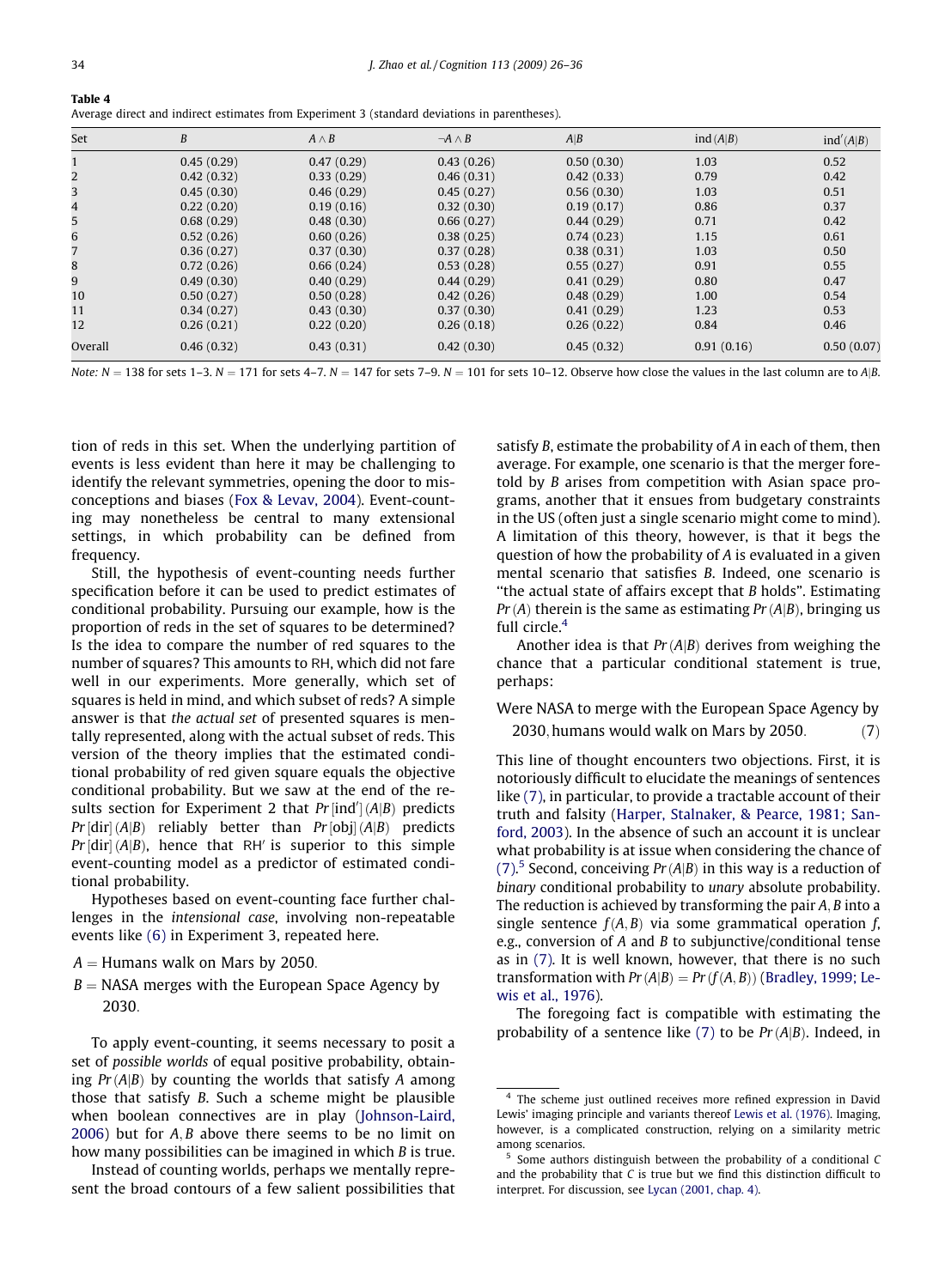**Table 4**
Average direct and indirect estimates from Experiment 3 (standard deviations in parentheses).

| Set | $B$ | $A \wedge B$ | $\neg A \wedge B$ | $A\|B$ | ind $(A\|B)$ | ind$'(A\|B)$ |
|---|---|---|---|---|---|---|
| 1 | 0.45 (0.29) | 0.47 (0.29) | 0.43 (0.26) | 0.50 (0.30) | 1.03 | 0.52 |
| 2 | 0.42 (0.32) | 0.33 (0.29) | 0.46 (0.31) | 0.42 (0.33) | 0.79 | 0.42 |
| 3 | 0.45 (0.30) | 0.46 (0.29) | 0.45 (0.27) | 0.56 (0.30) | 1.03 | 0.51 |
| 4 | 0.22 (0.20) | 0.19 (0.16) | 0.32 (0.30) | 0.19 (0.17) | 0.86 | 0.37 |
| 5 | 0.68 (0.29) | 0.48 (0.30) | 0.66 (0.27) | 0.44 (0.29) | 0.71 | 0.42 |
| 6 | 0.52 (0.26) | 0.60 (0.26) | 0.38 (0.25) | 0.74 (0.23) | 1.15 | 0.61 |
| 7 | 0.36 (0.27) | 0.37 (0.30) | 0.37 (0.28) | 0.38 (0.31) | 1.03 | 0.50 |
| 8 | 0.72 (0.26) | 0.66 (0.24) | 0.53 (0.28) | 0.55 (0.27) | 0.91 | 0.55 |
| 9 | 0.49 (0.30) | 0.40 (0.29) | 0.44 (0.29) | 0.41 (0.29) | 0.80 | 0.47 |
| 10 | 0.50 (0.27) | 0.50 (0.28) | 0.42 (0.26) | 0.48 (0.29) | 1.00 | 0.54 |
| 11 | 0.34 (0.27) | 0.43 (0.30) | 0.37 (0.30) | 0.41 (0.29) | 1.23 | 0.53 |
| 12 | 0.26 (0.21) | 0.22 (0.20) | 0.26 (0.18) | 0.26 (0.22) | 0.84 | 0.46 |
| Overall | 0.46 (0.32) | 0.43 (0.31) | 0.42 (0.30) | 0.45 (0.32) | 0.91 (0.16) | 0.50 (0.07) |

*Note:* $N = 138$ for sets 1–3. $N = 171$ for sets 4–7. $N = 147$ for sets 7–9. $N = 101$ for sets 10–12. Observe how close the values in the last column are to $A|B$.

tion of reds in this set. When the underlying partition of events is less evident than here it may be challenging to identify the relevant symmetries, opening the door to misconceptions and biases (Fox & Levav, 2004). Event-counting may nonetheless be central to many extensional settings, in which probability can be defined from frequency.

Still, the hypothesis of event-counting needs further specification before it can be used to predict estimates of conditional probability. Pursuing our example, how is the proportion of reds in the set of squares to be determined? Is the idea to compare the number of red squares to the number of squares? This amounts to RH, which did not fare well in our experiments. More generally, which set of squares is held in mind, and which subset of reds? A simple answer is that *the actual set* of presented squares is mentally represented, along with the actual subset of reds. This version of the theory implies that the estimated conditional probability of red given square equals the objective conditional probability. But we saw at the end of the results section for Experiment 2 that $Pr[\text{ind}'](A|B)$ predicts $Pr[\text{dir}](A|B)$ reliably better than $Pr[\text{obj}](A|B)$ predicts $Pr[\text{dir}](A|B)$, hence that RH′ is superior to this simple event-counting model as a predictor of estimated conditional probability.

Hypotheses based on event-counting face further challenges in the *intensional case*, involving non-repeatable events like (6) in Experiment 3, repeated here.

$A =$ Humans walk on Mars by 2050.
$B =$ NASA merges with the European Space Agency by 2030.

To apply event-counting, it seems necessary to posit a set of *possible worlds* of equal positive probability, obtaining $Pr(A|B)$ by counting the worlds that satisfy $A$ among those that satisfy $B$. Such a scheme might be plausible when boolean connectives are in play (Johnson-Laird, 2006) but for $A, B$ above there seems to be no limit on how many possibilities can be imagined in which $B$ is true.

Instead of counting worlds, perhaps we mentally represent the broad contours of a few salient possibilities that satisfy $B$, estimate the probability of $A$ in each of them, then average. For example, one scenario is that the merger foretold by $B$ arises from competition with Asian space programs, another that it ensues from budgetary constraints in the US (often just a single scenario might come to mind). A limitation of this theory, however, is that it begs the question of how the probability of $A$ is evaluated in a given mental scenario that satisfies $B$. Indeed, one scenario is "the actual state of affairs except that $B$ holds". Estimating $Pr(A)$ therein is the same as estimating $Pr(A|B)$, bringing us full circle.[4]

Another idea is that $Pr(A|B)$ derives from weighing the chance that a particular conditional statement is true, perhaps:

$$\text{Were NASA to merge with the European Space Agency by 2030, humans would walk on Mars by 2050.} \quad (7)$$

This line of thought encounters two objections. First, it is notoriously difficult to elucidate the meanings of sentences like (7), in particular, to provide a tractable account of their truth and falsity (Harper, Stalnaker, & Pearce, 1981; Sanford, 2003). In the absence of such an account it is unclear what probability is at issue when considering the chance of (7).[5] Second, conceiving $Pr(A|B)$ in this way is a reduction of *binary* conditional probability to *unary* absolute probability. The reduction is achieved by transforming the pair $A, B$ into a single sentence $f(A, B)$ via some grammatical operation $f$, e.g., conversion of $A$ and $B$ to subjunctive/conditional tense as in (7). It is well known, however, that there is no such transformation with $Pr(A|B) = Pr(f(A, B))$ (Bradley, 1999; Lewis et al., 1976).

The foregoing fact is compatible with estimating the probability of a sentence like (7) to be $Pr(A|B)$. Indeed, in

[4] The scheme just outlined receives more refined expression in David Lewis' imaging principle and variants thereof Lewis et al. (1976). Imaging, however, is a complicated construction, relying on a similarity metric among scenarios.

[5] Some authors distinguish between the probability of a conditional $C$ and the probability that $C$ is true but we find this distinction difficult to interpret. For discussion, see Lycan (2001, chap. 4).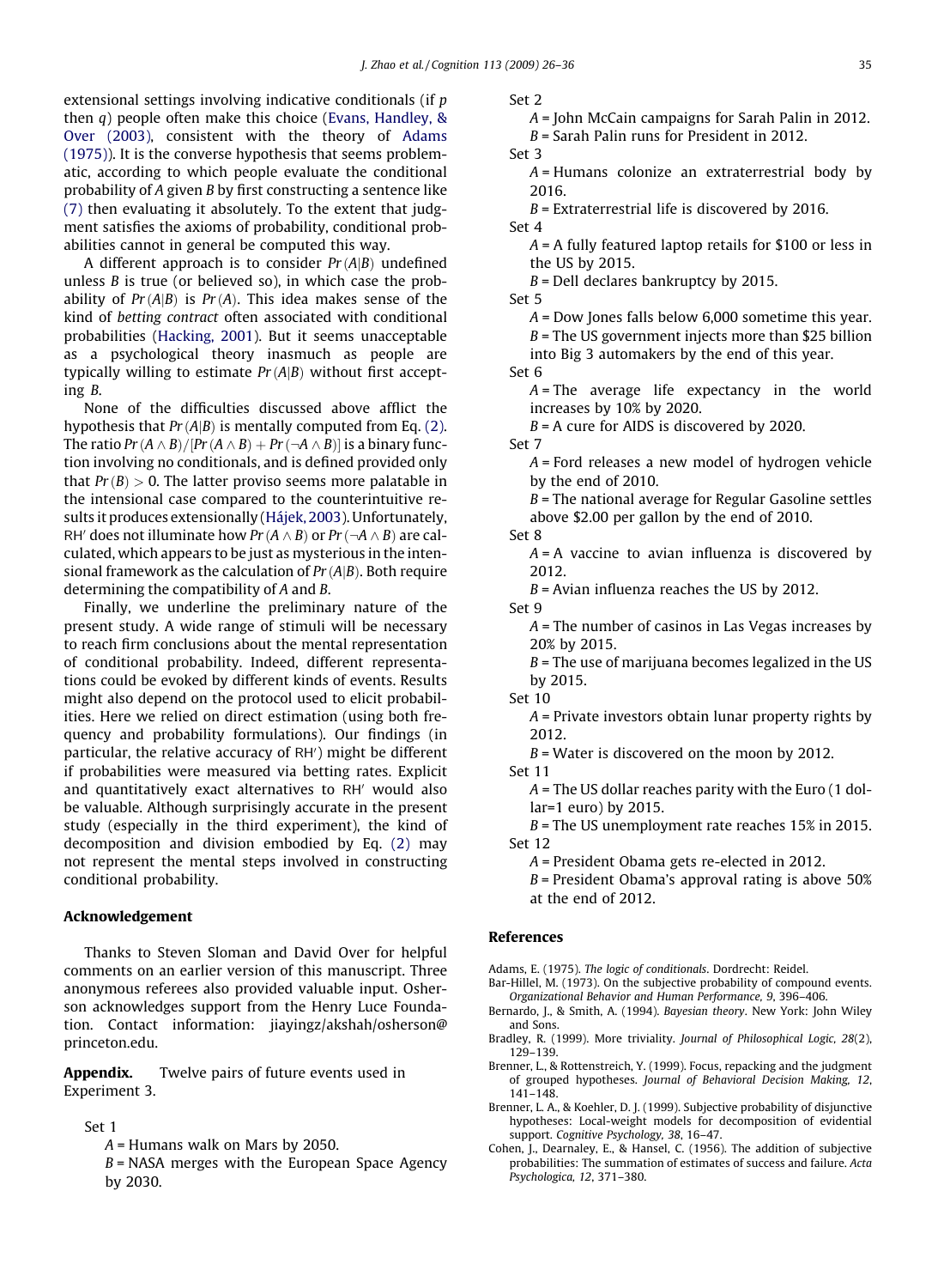extensional settings involving indicative conditionals (if $p$ then $q$) people often make this choice (Evans, Handley, & Over (2003), consistent with the theory of Adams (1975)). It is the converse hypothesis that seems problematic, according to which people evaluate the conditional probability of $A$ given $B$ by first constructing a sentence like (7) then evaluating it absolutely. To the extent that judgment satisfies the axioms of probability, conditional probabilities cannot in general be computed this way.

A different approach is to consider $Pr(A|B)$ undefined unless $B$ is true (or believed so), in which case the probability of $Pr(A|B)$ is $Pr(A)$. This idea makes sense of the kind of *betting contract* often associated with conditional probabilities (Hacking, 2001). But it seems unacceptable as a psychological theory inasmuch as people are typically willing to estimate $Pr(A|B)$ without first accepting $B$.

None of the difficulties discussed above afflict the hypothesis that $Pr(A|B)$ is mentally computed from Eq. (2). The ratio $Pr(A \wedge B)/[Pr(A \wedge B) + Pr(\neg A \wedge B)]$ is a binary function involving no conditionals, and is defined provided only that $Pr(B) > 0$. The latter proviso seems more palatable in the intensional case compared to the counterintuitive results it produces extensionally (Hájek, 2003). Unfortunately, RH′ does not illuminate how $Pr(A \wedge B)$ or $Pr(\neg A \wedge B)$ are calculated, which appears to be just as mysterious in the intensional framework as the calculation of $Pr(A|B)$. Both require determining the compatibility of $A$ and $B$.

Finally, we underline the preliminary nature of the present study. A wide range of stimuli will be necessary to reach firm conclusions about the mental representation of conditional probability. Indeed, different representations could be evoked by different kinds of events. Results might also depend on the protocol used to elicit probabilities. Here we relied on direct estimation (using both frequency and probability formulations). Our findings (in particular, the relative accuracy of RH′) might be different if probabilities were measured via betting rates. Explicit and quantitatively exact alternatives to RH′ would also be valuable. Although surprisingly accurate in the present study (especially in the third experiment), the kind of decomposition and division embodied by Eq. (2) may not represent the mental steps involved in constructing conditional probability.

## Acknowledgement

Thanks to Steven Sloman and David Over for helpful comments on an earlier version of this manuscript. Three anonymous referees also provided valuable input. Osherson acknowledges support from the Henry Luce Foundation. Contact information: jiayingz/akshah/osherson@princeton.edu.

**Appendix.** Twelve pairs of future events used in Experiment 3.

Set 1
- $A$ = Humans walk on Mars by 2050.
- $B$ = NASA merges with the European Space Agency by 2030.

Set 2
- $A$ = John McCain campaigns for Sarah Palin in 2012.
- $B$ = Sarah Palin runs for President in 2012.

Set 3
- $A$ = Humans colonize an extraterrestrial body by 2016.
- $B$ = Extraterrestrial life is discovered by 2016.

Set 4
- $A$ = A fully featured laptop retails for $100 or less in the US by 2015.
- $B$ = Dell declares bankruptcy by 2015.

Set 5
- $A$ = Dow Jones falls below 6,000 sometime this year.
- $B$ = The US government injects more than $25 billion into Big 3 automakers by the end of this year.

Set 6
- $A$ = The average life expectancy in the world increases by 10% by 2020.
- $B$ = A cure for AIDS is discovered by 2020.

Set 7
- $A$ = Ford releases a new model of hydrogen vehicle by the end of 2010.
- $B$ = The national average for Regular Gasoline settles above $2.00 per gallon by the end of 2010.

Set 8
- $A$ = A vaccine to avian influenza is discovered by 2012.
- $B$ = Avian influenza reaches the US by 2012.

Set 9
- $A$ = The number of casinos in Las Vegas increases by 20% by 2015.
- $B$ = The use of marijuana becomes legalized in the US by 2015.

Set 10
- $A$ = Private investors obtain lunar property rights by 2012.
- $B$ = Water is discovered on the moon by 2012.

Set 11
- $A$ = The US dollar reaches parity with the Euro (1 dollar=1 euro) by 2015.
- $B$ = The US unemployment rate reaches 15% in 2015.

Set 12
- $A$ = President Obama gets re-elected in 2012.
- $B$ = President Obama's approval rating is above 50% at the end of 2012.

## References

Adams, E. (1975). *The logic of conditionals*. Dordrecht: Reidel.

Bar-Hillel, M. (1973). On the subjective probability of compound events. *Organizational Behavior and Human Performance, 9*, 396–406.

Bernardo, J., & Smith, A. (1994). *Bayesian theory*. New York: John Wiley and Sons.

Bradley, R. (1999). More triviality. *Journal of Philosophical Logic, 28*(2), 129–139.

Brenner, L., & Rottenstreich, Y. (1999). Focus, repacking and the judgment of grouped hypotheses. *Journal of Behavioral Decision Making, 12*, 141–148.

Brenner, L. A., & Koehler, D. J. (1999). Subjective probability of disjunctive hypotheses: Local-weight models for decomposition of evidential support. *Cognitive Psychology, 38*, 16–47.

Cohen, J., Dearnaley, E., & Hansel, C. (1956). The addition of subjective probabilities: The summation of estimates of success and failure. *Acta Psychologica, 12*, 371–380.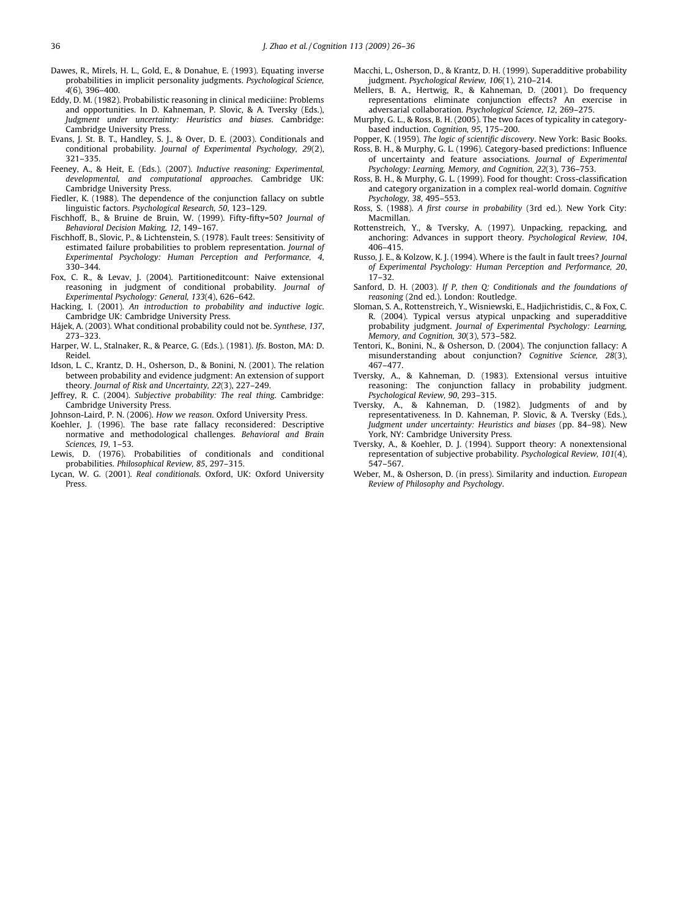Dawes, R., Mirels, H. L., Gold, E., & Donahue, E. (1993). Equating inverse probabilities in implicit personality judgments. *Psychological Science, 4*(6), 396–400.

Eddy, D. M. (1982). Probabilistic reasoning in clinical mediciine: Problems and opportunities. In D. Kahneman, P. Slovic, & A. Tversky (Eds.), *Judgment under uncertainty: Heuristics and biases*. Cambridge: Cambridge University Press.

Evans, J. St. B. T., Handley, S. J., & Over, D. E. (2003). Conditionals and conditional probability. *Journal of Experimental Psychology, 29*(2), 321–335.

Feeney, A., & Heit, E. (Eds.). (2007). *Inductive reasoning: Experimental, developmental, and computational approaches*. Cambridge UK: Cambridge University Press.

Fiedler, K. (1988). The dependence of the conjunction fallacy on subtle linguistic factors. *Psychological Research, 50*, 123–129.

Fischhoff, B., & Bruine de Bruin, W. (1999). Fifty-fifty=50? *Journal of Behavioral Decision Making, 12*, 149–167.

Fischhoff, B., Slovic, P., & Lichtenstein, S. (1978). Fault trees: Sensitivity of estimated failure probabilities to problem representation. *Journal of Experimental Psychology: Human Perception and Performance, 4*, 330–344.

Fox, C. R., & Levav, J. (2004). Partitioneditcount: Naive extensional reasoning in judgment of conditional probability. *Journal of Experimental Psychology: General, 133*(4), 626–642.

Hacking, I. (2001). *An introduction to probability and inductive logic*. Cambridge UK: Cambridge University Press.

Hájek, A. (2003). What conditional probability could not be. *Synthese, 137*, 273–323.

Harper, W. L., Stalnaker, R., & Pearce, G. (Eds.). (1981). *Ifs*. Boston, MA: D. Reidel.

Idson, L. C., Krantz, D. H., Osherson, D., & Bonini, N. (2001). The relation between probability and evidence judgment: An extension of support theory. *Journal of Risk and Uncertainty, 22*(3), 227–249.

Jeffrey, R. C. (2004). *Subjective probability: The real thing*. Cambridge: Cambridge University Press.

Johnson-Laird, P. N. (2006). *How we reason*. Oxford University Press.

Koehler, J. (1996). The base rate fallacy reconsidered: Descriptive normative and methodological challenges. *Behavioral and Brain Sciences, 19*, 1–53.

Lewis, D. (1976). Probabilities of conditionals and conditional probabilities. *Philosophical Review, 85*, 297–315.

Lycan, W. G. (2001). *Real conditionals*. Oxford, UK: Oxford University Press.

Macchi, L., Osherson, D., & Krantz, D. H. (1999). Superadditive probability judgment. *Psychological Review, 106*(1), 210–214.

Mellers, B. A., Hertwig, R., & Kahneman, D. (2001). Do frequency representations eliminate conjunction effects? An exercise in adversarial collaboration. *Psychological Science, 12*, 269–275.

Murphy, G. L., & Ross, B. H. (2005). The two faces of typicality in category-based induction. *Cognition, 95*, 175–200.

Popper, K. (1959). *The logic of scientific discovery*. New York: Basic Books.

Ross, B. H., & Murphy, G. L. (1996). Category-based predictions: Influence of uncertainty and feature associations. *Journal of Experimental Psychology: Learning, Memory, and Cognition, 22*(3), 736–753.

Ross, B. H., & Murphy, G. L. (1999). Food for thought: Cross-classification and category organization in a complex real-world domain. *Cognitive Psychology, 38*, 495–553.

Ross, S. (1988). *A first course in probability* (3rd ed.). New York City: Macmillan.

Rottenstreich, Y., & Tversky, A. (1997). Unpacking, repacking, and anchoring: Advances in support theory. *Psychological Review, 104*, 406–415.

Russo, J. E., & Kolzow, K. J. (1994). Where is the fault in fault trees? *Journal of Experimental Psychology: Human Perception and Performance, 20*, 17–32.

Sanford, D. H. (2003). *If P, then Q: Conditionals and the foundations of reasoning* (2nd ed.). London: Routledge.

Sloman, S. A., Rottenstreich, Y., Wisniewski, E., Hadjichristidis, C., & Fox, C. R. (2004). Typical versus atypical unpacking and superadditive probability judgment. *Journal of Experimental Psychology: Learning, Memory, and Cognition, 30*(3), 573–582.

Tentori, K., Bonini, N., & Osherson, D. (2004). The conjunction fallacy: A misunderstanding about conjunction? *Cognitive Science, 28*(3), 467–477.

Tversky, A., & Kahneman, D. (1983). Extensional versus intuitive reasoning: The conjunction fallacy in probability judgment. *Psychological Review, 90*, 293–315.

Tversky, A., & Kahneman, D. (1982). Judgments of and by representativeness. In D. Kahneman, P. Slovic, & A. Tversky (Eds.), *Judgment under uncertainty: Heuristics and biases* (pp. 84–98). New York, NY: Cambridge University Press.

Tversky, A., & Koehler, D. J. (1994). Support theory: A nonextensional representation of subjective probability. *Psychological Review, 101*(4), 547–567.

Weber, M., & Osherson, D. (in press). Similarity and induction. *European Review of Philosophy and Psychology*.